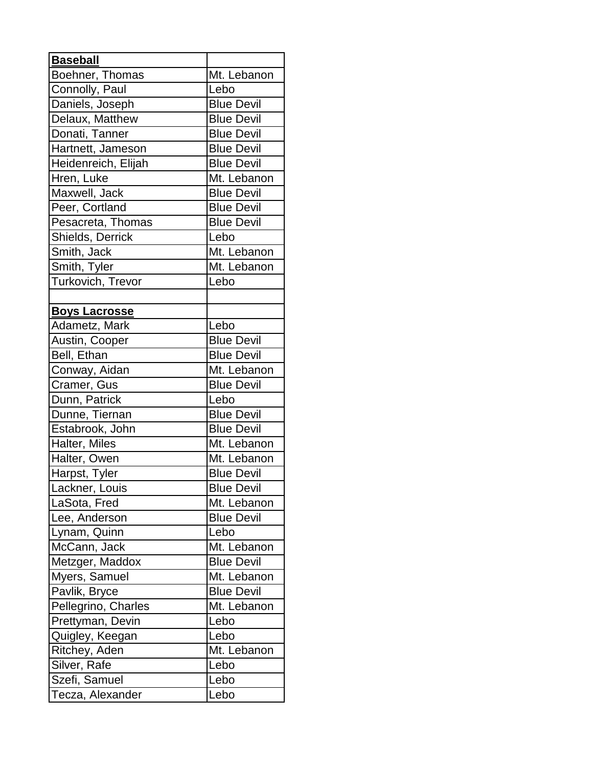| **Baseball** | |
|---|---|
| Boehner, Thomas | Mt. Lebanon |
| Connolly, Paul | Lebo |
| Daniels, Joseph | Blue Devil |
| Delaux, Matthew | Blue Devil |
| Donati, Tanner | Blue Devil |
| Hartnett, Jameson | Blue Devil |
| Heidenreich, Elijah | Blue Devil |
| Hren, Luke | Mt. Lebanon |
| Maxwell, Jack | Blue Devil |
| Peer, Cortland | Blue Devil |
| Pesacreta, Thomas | Blue Devil |
| Shields, Derrick | Lebo |
| Smith, Jack | Mt. Lebanon |
| Smith, Tyler | Mt. Lebanon |
| Turkovich, Trevor | Lebo |
| | |
| **Boys Lacrosse** | |
| Adametz, Mark | Lebo |
| Austin, Cooper | Blue Devil |
| Bell, Ethan | Blue Devil |
| Conway, Aidan | Mt. Lebanon |
| Cramer, Gus | Blue Devil |
| Dunn, Patrick | Lebo |
| Dunne, Tiernan | Blue Devil |
| Estabrook, John | Blue Devil |
| Halter, Miles | Mt. Lebanon |
| Halter, Owen | Mt. Lebanon |
| Harpst, Tyler | Blue Devil |
| Lackner, Louis | Blue Devil |
| LaSota, Fred | Mt. Lebanon |
| Lee, Anderson | Blue Devil |
| Lynam, Quinn | Lebo |
| McCann, Jack | Mt. Lebanon |
| Metzger, Maddox | Blue Devil |
| Myers, Samuel | Mt. Lebanon |
| Pavlik, Bryce | Blue Devil |
| Pellegrino, Charles | Mt. Lebanon |
| Prettyman, Devin | Lebo |
| Quigley, Keegan | Lebo |
| Ritchey, Aden | Mt. Lebanon |
| Silver, Rafe | Lebo |
| Szefi, Samuel | Lebo |
| Tecza, Alexander | Lebo |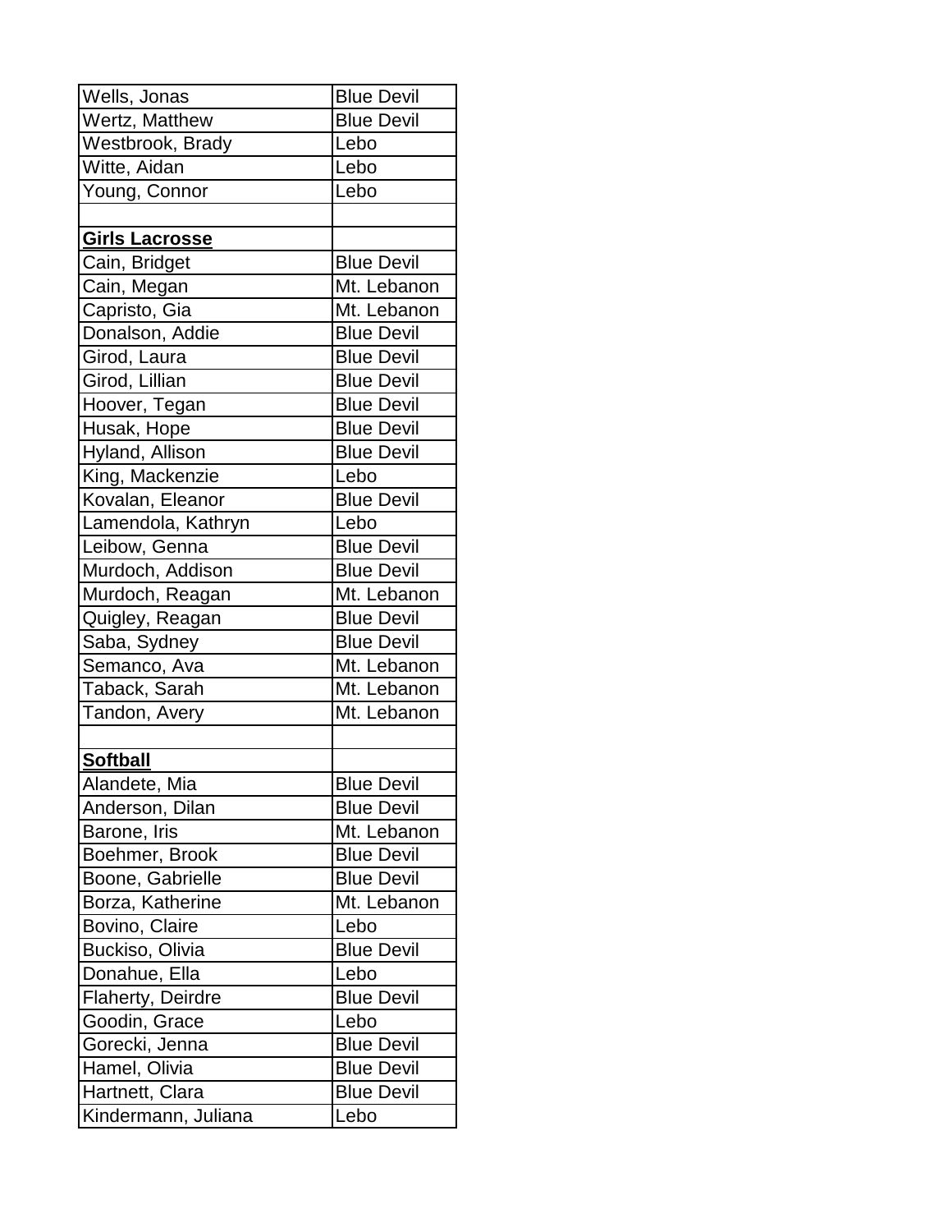| | |
|---|---|
| Wells, Jonas | Blue Devil |
| Wertz, Matthew | Blue Devil |
| Westbrook, Brady | Lebo |
| Witte, Aidan | Lebo |
| Young, Connor | Lebo |
| | |
| **Girls Lacrosse** | |
| Cain, Bridget | Blue Devil |
| Cain, Megan | Mt. Lebanon |
| Capristo, Gia | Mt. Lebanon |
| Donalson, Addie | Blue Devil |
| Girod, Laura | Blue Devil |
| Girod, Lillian | Blue Devil |
| Hoover, Tegan | Blue Devil |
| Husak, Hope | Blue Devil |
| Hyland, Allison | Blue Devil |
| King, Mackenzie | Lebo |
| Kovalan, Eleanor | Blue Devil |
| Lamendola, Kathryn | Lebo |
| Leibow, Genna | Blue Devil |
| Murdoch, Addison | Blue Devil |
| Murdoch, Reagan | Mt. Lebanon |
| Quigley, Reagan | Blue Devil |
| Saba, Sydney | Blue Devil |
| Semanco, Ava | Mt. Lebanon |
| Taback, Sarah | Mt. Lebanon |
| Tandon, Avery | Mt. Lebanon |
| | |
| **Softball** | |
| Alandete, Mia | Blue Devil |
| Anderson, Dilan | Blue Devil |
| Barone, Iris | Mt. Lebanon |
| Boehmer, Brook | Blue Devil |
| Boone, Gabrielle | Blue Devil |
| Borza, Katherine | Mt. Lebanon |
| Bovino, Claire | Lebo |
| Buckiso, Olivia | Blue Devil |
| Donahue, Ella | Lebo |
| Flaherty, Deirdre | Blue Devil |
| Goodin, Grace | Lebo |
| Gorecki, Jenna | Blue Devil |
| Hamel, Olivia | Blue Devil |
| Hartnett, Clara | Blue Devil |
| Kindermann, Juliana | Lebo |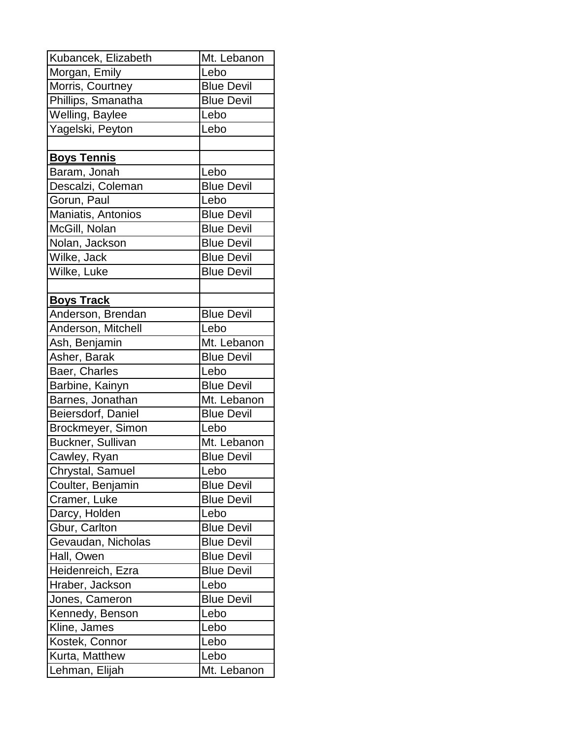| | |
|---|---|
| Kubancek, Elizabeth | Mt. Lebanon |
| Morgan, Emily | Lebo |
| Morris, Courtney | Blue Devil |
| Phillips, Smanatha | Blue Devil |
| Welling, Baylee | Lebo |
| Yagelski, Peyton | Lebo |
| | |
| **Boys Tennis** | |
| Baram, Jonah | Lebo |
| Descalzi, Coleman | Blue Devil |
| Gorun, Paul | Lebo |
| Maniatis, Antonios | Blue Devil |
| McGill, Nolan | Blue Devil |
| Nolan, Jackson | Blue Devil |
| Wilke, Jack | Blue Devil |
| Wilke, Luke | Blue Devil |
| | |
| **Boys Track** | |
| Anderson, Brendan | Blue Devil |
| Anderson, Mitchell | Lebo |
| Ash, Benjamin | Mt. Lebanon |
| Asher, Barak | Blue Devil |
| Baer, Charles | Lebo |
| Barbine, Kainyn | Blue Devil |
| Barnes, Jonathan | Mt. Lebanon |
| Beiersdorf, Daniel | Blue Devil |
| Brockmeyer, Simon | Lebo |
| Buckner, Sullivan | Mt. Lebanon |
| Cawley, Ryan | Blue Devil |
| Chrystal, Samuel | Lebo |
| Coulter, Benjamin | Blue Devil |
| Cramer, Luke | Blue Devil |
| Darcy, Holden | Lebo |
| Gbur, Carlton | Blue Devil |
| Gevaudan, Nicholas | Blue Devil |
| Hall, Owen | Blue Devil |
| Heidenreich, Ezra | Blue Devil |
| Hraber, Jackson | Lebo |
| Jones, Cameron | Blue Devil |
| Kennedy, Benson | Lebo |
| Kline, James | Lebo |
| Kostek, Connor | Lebo |
| Kurta, Matthew | Lebo |
| Lehman, Elijah | Mt. Lebanon |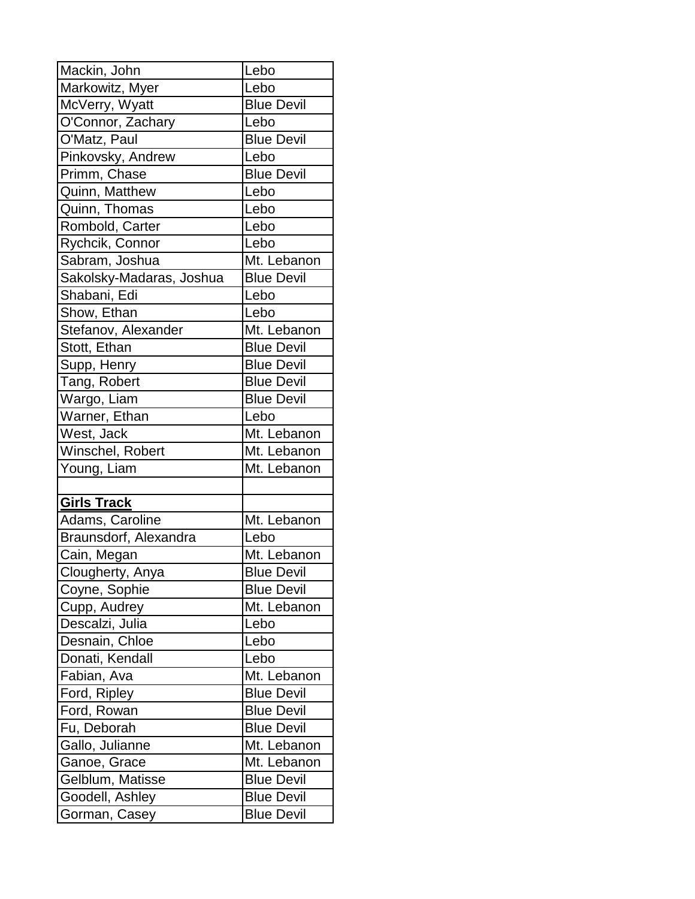| Mackin, John | Lebo |
|---|---|
| Markowitz, Myer | Lebo |
| McVerry, Wyatt | Blue Devil |
| O'Connor, Zachary | Lebo |
| O'Matz, Paul | Blue Devil |
| Pinkovsky, Andrew | Lebo |
| Primm, Chase | Blue Devil |
| Quinn, Matthew | Lebo |
| Quinn, Thomas | Lebo |
| Rombold, Carter | Lebo |
| Rychcik, Connor | Lebo |
| Sabram, Joshua | Mt. Lebanon |
| Sakolsky-Madaras, Joshua | Blue Devil |
| Shabani, Edi | Lebo |
| Show, Ethan | Lebo |
| Stefanov, Alexander | Mt. Lebanon |
| Stott, Ethan | Blue Devil |
| Supp, Henry | Blue Devil |
| Tang, Robert | Blue Devil |
| Wargo, Liam | Blue Devil |
| Warner, Ethan | Lebo |
| West, Jack | Mt. Lebanon |
| Winschel, Robert | Mt. Lebanon |
| Young, Liam | Mt. Lebanon |
| | |
| **Girls Track** | |
| Adams, Caroline | Mt. Lebanon |
| Braunsdorf, Alexandra | Lebo |
| Cain, Megan | Mt. Lebanon |
| Clougherty, Anya | Blue Devil |
| Coyne, Sophie | Blue Devil |
| Cupp, Audrey | Mt. Lebanon |
| Descalzi, Julia | Lebo |
| Desnain, Chloe | Lebo |
| Donati, Kendall | Lebo |
| Fabian, Ava | Mt. Lebanon |
| Ford, Ripley | Blue Devil |
| Ford, Rowan | Blue Devil |
| Fu, Deborah | Blue Devil |
| Gallo, Julianne | Mt. Lebanon |
| Ganoe, Grace | Mt. Lebanon |
| Gelblum, Matisse | Blue Devil |
| Goodell, Ashley | Blue Devil |
| Gorman, Casey | Blue Devil |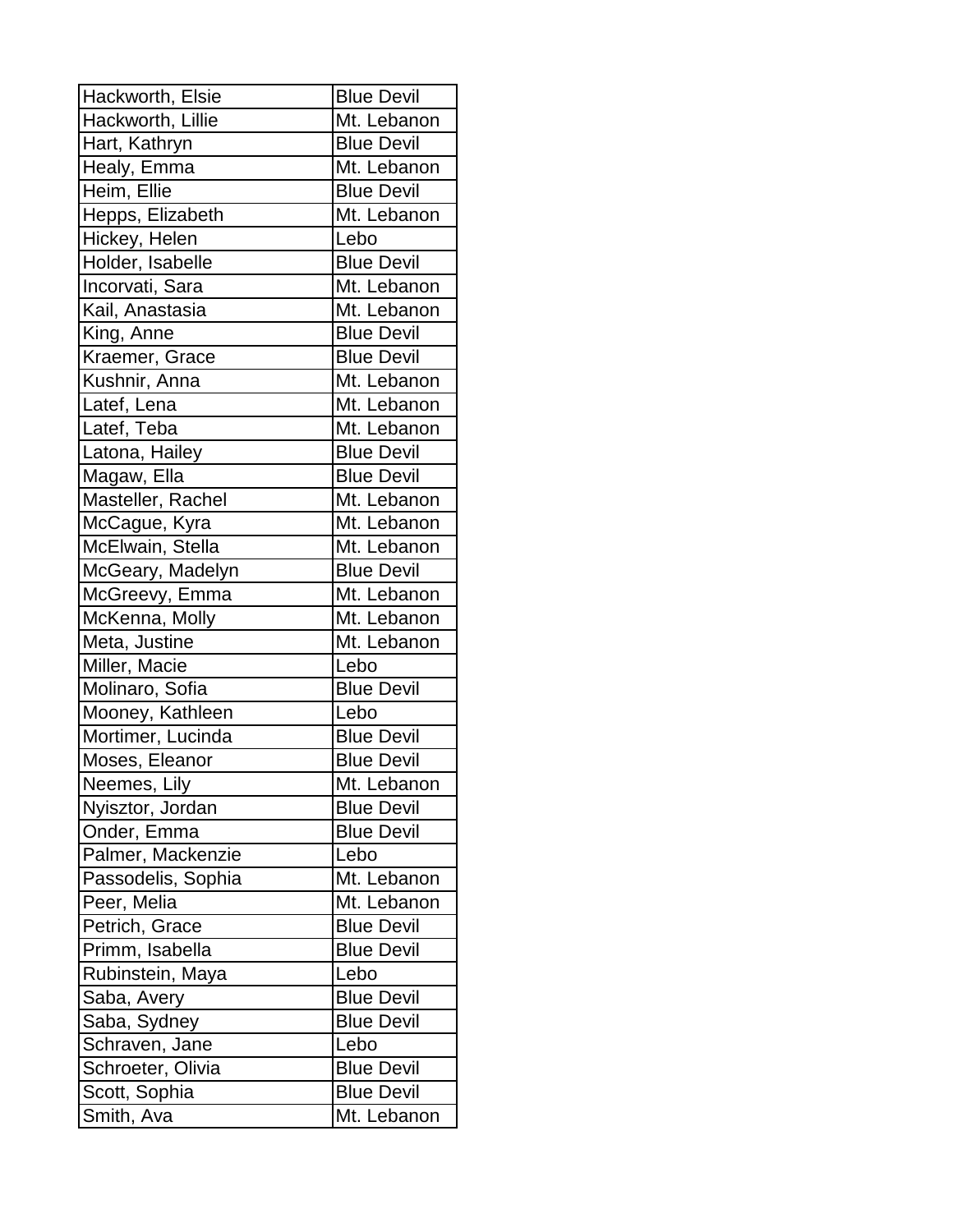| Hackworth, Elsie | Blue Devil |
|---|---|
| Hackworth, Lillie | Mt. Lebanon |
| Hart, Kathryn | Blue Devil |
| Healy, Emma | Mt. Lebanon |
| Heim, Ellie | Blue Devil |
| Hepps, Elizabeth | Mt. Lebanon |
| Hickey, Helen | Lebo |
| Holder, Isabelle | Blue Devil |
| Incorvati, Sara | Mt. Lebanon |
| Kail, Anastasia | Mt. Lebanon |
| King, Anne | Blue Devil |
| Kraemer, Grace | Blue Devil |
| Kushnir, Anna | Mt. Lebanon |
| Latef, Lena | Mt. Lebanon |
| Latef, Teba | Mt. Lebanon |
| Latona, Hailey | Blue Devil |
| Magaw, Ella | Blue Devil |
| Masteller, Rachel | Mt. Lebanon |
| McCague, Kyra | Mt. Lebanon |
| McElwain, Stella | Mt. Lebanon |
| McGeary, Madelyn | Blue Devil |
| McGreevy, Emma | Mt. Lebanon |
| McKenna, Molly | Mt. Lebanon |
| Meta, Justine | Mt. Lebanon |
| Miller, Macie | Lebo |
| Molinaro, Sofia | Blue Devil |
| Mooney, Kathleen | Lebo |
| Mortimer, Lucinda | Blue Devil |
| Moses, Eleanor | Blue Devil |
| Neemes, Lily | Mt. Lebanon |
| Nyisztor, Jordan | Blue Devil |
| Onder, Emma | Blue Devil |
| Palmer, Mackenzie | Lebo |
| Passodelis, Sophia | Mt. Lebanon |
| Peer, Melia | Mt. Lebanon |
| Petrich, Grace | Blue Devil |
| Primm, Isabella | Blue Devil |
| Rubinstein, Maya | Lebo |
| Saba, Avery | Blue Devil |
| Saba, Sydney | Blue Devil |
| Schraven, Jane | Lebo |
| Schroeter, Olivia | Blue Devil |
| Scott, Sophia | Blue Devil |
| Smith, Ava | Mt. Lebanon |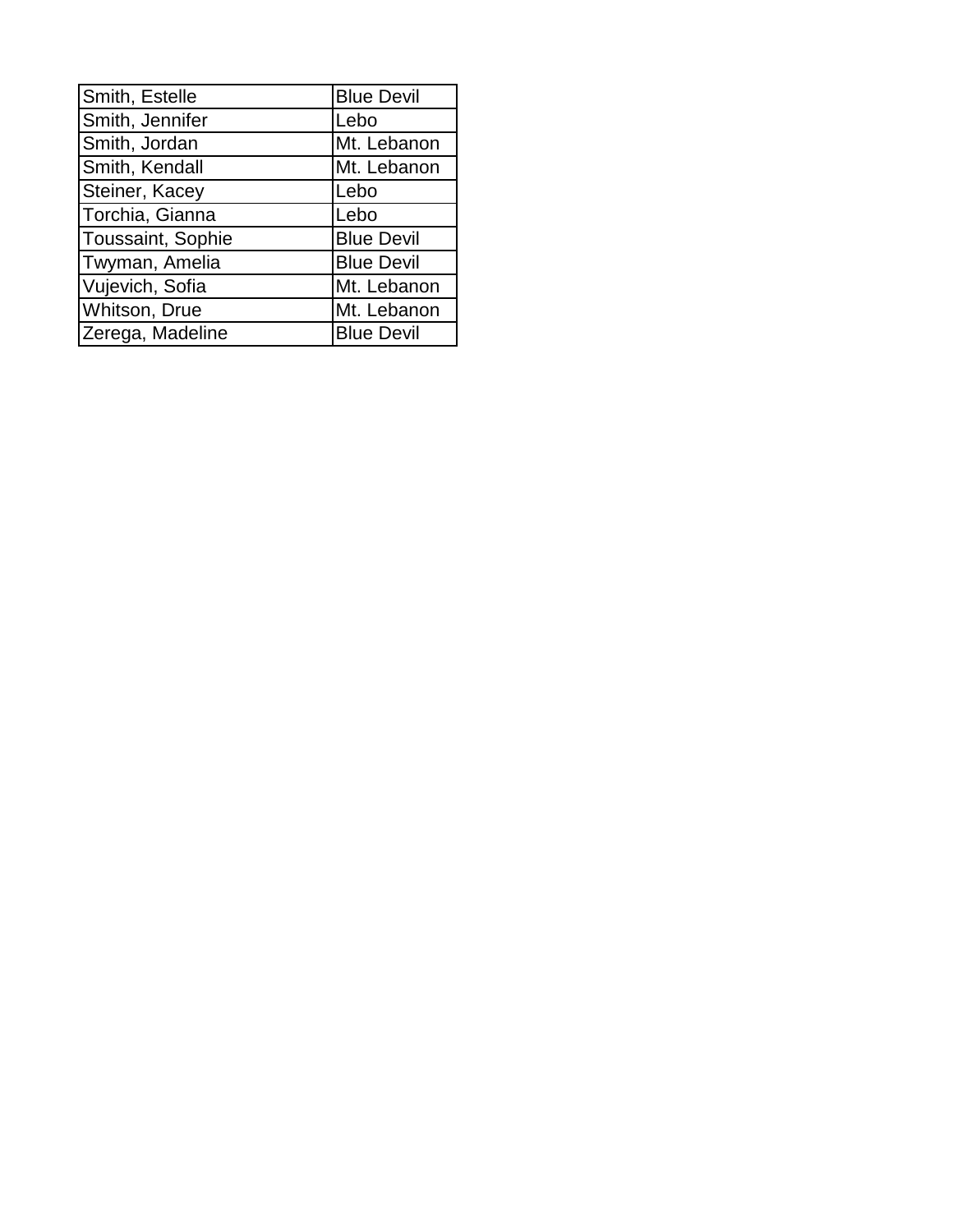| | |
|---|---|
| Smith, Estelle | Blue Devil |
| Smith, Jennifer | Lebo |
| Smith, Jordan | Mt. Lebanon |
| Smith, Kendall | Mt. Lebanon |
| Steiner, Kacey | Lebo |
| Torchia, Gianna | Lebo |
| Toussaint, Sophie | Blue Devil |
| Twyman, Amelia | Blue Devil |
| Vujevich, Sofia | Mt. Lebanon |
| Whitson, Drue | Mt. Lebanon |
| Zerega, Madeline | Blue Devil |